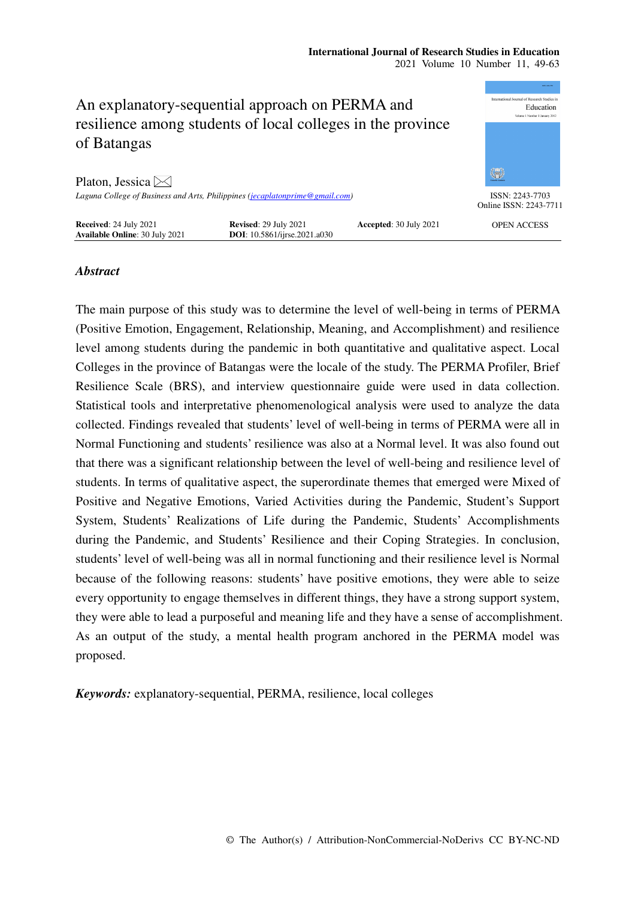# An explanatory-sequential approach on PERMA and resilience among students of local colleges in the province of Batangas

Platon, Jessica

*Laguna College of Business and Arts, Philippines (jecaplatonprime@gmail.com)*

ISSN: 2243-7703
Online ISSN: 2243-7711

**Received**: 24 July 2021 **Revised**: 29 July 2021 **Accepted**: 30 July 2021
**Available Online**: 30 July 2021 **DOI**: 10.5861/ijrse.2021.a030

OPEN ACCESS

## *Abstract*

The main purpose of this study was to determine the level of well-being in terms of PERMA (Positive Emotion, Engagement, Relationship, Meaning, and Accomplishment) and resilience level among students during the pandemic in both quantitative and qualitative aspect. Local Colleges in the province of Batangas were the locale of the study. The PERMA Profiler, Brief Resilience Scale (BRS), and interview questionnaire guide were used in data collection. Statistical tools and interpretative phenomenological analysis were used to analyze the data collected. Findings revealed that students' level of well-being in terms of PERMA were all in Normal Functioning and students' resilience was also at a Normal level. It was also found out that there was a significant relationship between the level of well-being and resilience level of students. In terms of qualitative aspect, the superordinate themes that emerged were Mixed of Positive and Negative Emotions, Varied Activities during the Pandemic, Student's Support System, Students' Realizations of Life during the Pandemic, Students' Accomplishments during the Pandemic, and Students' Resilience and their Coping Strategies. In conclusion, students' level of well-being was all in normal functioning and their resilience level is Normal because of the following reasons: students' have positive emotions, they were able to seize every opportunity to engage themselves in different things, they have a strong support system, they were able to lead a purposeful and meaning life and they have a sense of accomplishment. As an output of the study, a mental health program anchored in the PERMA model was proposed.

***Keywords:*** explanatory-sequential, PERMA, resilience, local colleges

© The Author(s) / Attribution-NonCommercial-NoDerivs CC BY-NC-ND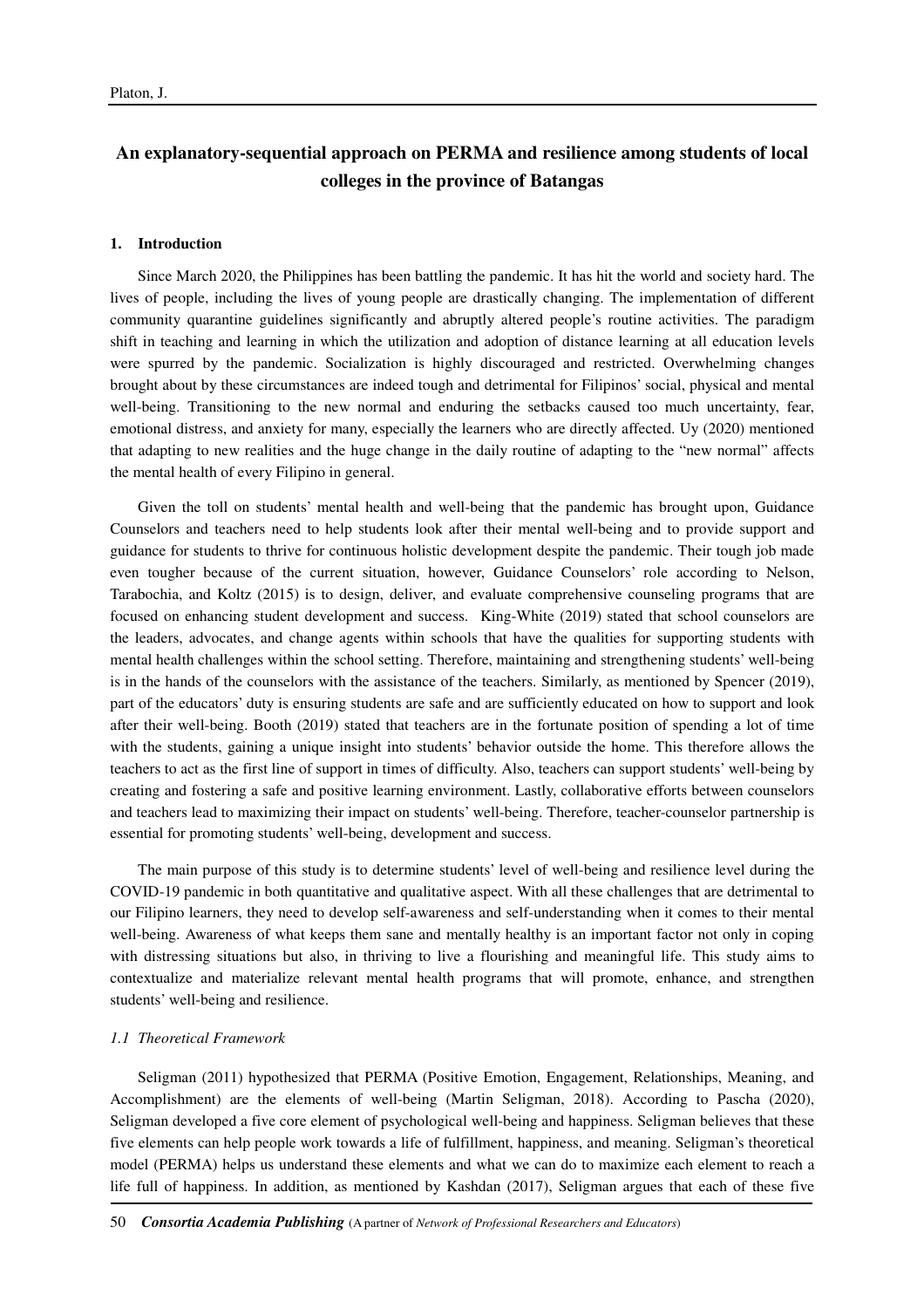# An explanatory-sequential approach on PERMA and resilience among students of local colleges in the province of Batangas

## 1. Introduction

Since March 2020, the Philippines has been battling the pandemic. It has hit the world and society hard. The lives of people, including the lives of young people are drastically changing. The implementation of different community quarantine guidelines significantly and abruptly altered people's routine activities. The paradigm shift in teaching and learning in which the utilization and adoption of distance learning at all education levels were spurred by the pandemic. Socialization is highly discouraged and restricted. Overwhelming changes brought about by these circumstances are indeed tough and detrimental for Filipinos' social, physical and mental well-being. Transitioning to the new normal and enduring the setbacks caused too much uncertainty, fear, emotional distress, and anxiety for many, especially the learners who are directly affected. Uy (2020) mentioned that adapting to new realities and the huge change in the daily routine of adapting to the "new normal" affects the mental health of every Filipino in general.

Given the toll on students' mental health and well-being that the pandemic has brought upon, Guidance Counselors and teachers need to help students look after their mental well-being and to provide support and guidance for students to thrive for continuous holistic development despite the pandemic. Their tough job made even tougher because of the current situation, however, Guidance Counselors' role according to Nelson, Tarabochia, and Koltz (2015) is to design, deliver, and evaluate comprehensive counseling programs that are focused on enhancing student development and success. King-White (2019) stated that school counselors are the leaders, advocates, and change agents within schools that have the qualities for supporting students with mental health challenges within the school setting. Therefore, maintaining and strengthening students' well-being is in the hands of the counselors with the assistance of the teachers. Similarly, as mentioned by Spencer (2019), part of the educators' duty is ensuring students are safe and are sufficiently educated on how to support and look after their well-being. Booth (2019) stated that teachers are in the fortunate position of spending a lot of time with the students, gaining a unique insight into students' behavior outside the home. This therefore allows the teachers to act as the first line of support in times of difficulty. Also, teachers can support students' well-being by creating and fostering a safe and positive learning environment. Lastly, collaborative efforts between counselors and teachers lead to maximizing their impact on students' well-being. Therefore, teacher-counselor partnership is essential for promoting students' well-being, development and success.

The main purpose of this study is to determine students' level of well-being and resilience level during the COVID-19 pandemic in both quantitative and qualitative aspect. With all these challenges that are detrimental to our Filipino learners, they need to develop self-awareness and self-understanding when it comes to their mental well-being. Awareness of what keeps them sane and mentally healthy is an important factor not only in coping with distressing situations but also, in thriving to live a flourishing and meaningful life. This study aims to contextualize and materialize relevant mental health programs that will promote, enhance, and strengthen students' well-being and resilience.

### *1.1 Theoretical Framework*

Seligman (2011) hypothesized that PERMA (Positive Emotion, Engagement, Relationships, Meaning, and Accomplishment) are the elements of well-being (Martin Seligman, 2018). According to Pascha (2020), Seligman developed a five core element of psychological well-being and happiness. Seligman believes that these five elements can help people work towards a life of fulfillment, happiness, and meaning. Seligman's theoretical model (PERMA) helps us understand these elements and what we can do to maximize each element to reach a life full of happiness. In addition, as mentioned by Kashdan (2017), Seligman argues that each of these five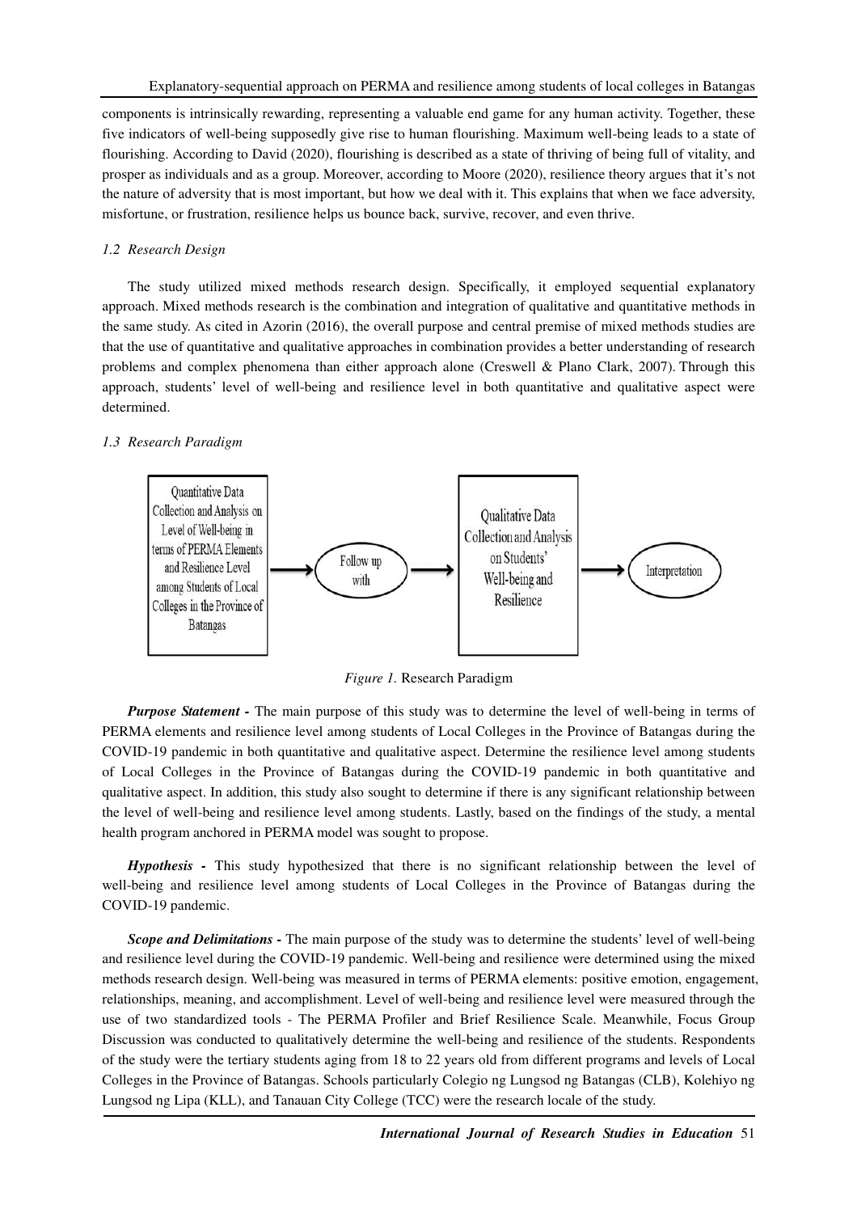components is intrinsically rewarding, representing a valuable end game for any human activity. Together, these five indicators of well-being supposedly give rise to human flourishing. Maximum well-being leads to a state of flourishing. According to David (2020), flourishing is described as a state of thriving of being full of vitality, and prosper as individuals and as a group. Moreover, according to Moore (2020), resilience theory argues that it's not the nature of adversity that is most important, but how we deal with it. This explains that when we face adversity, misfortune, or frustration, resilience helps us bounce back, survive, recover, and even thrive.

### *1.2 Research Design*

The study utilized mixed methods research design. Specifically, it employed sequential explanatory approach. Mixed methods research is the combination and integration of qualitative and quantitative methods in the same study. As cited in Azorin (2016), the overall purpose and central premise of mixed methods studies are that the use of quantitative and qualitative approaches in combination provides a better understanding of research problems and complex phenomena than either approach alone (Creswell & Plano Clark, 2007). Through this approach, students' level of well-being and resilience level in both quantitative and qualitative aspect were determined.

### *1.3 Research Paradigm*

*Figure 1.* Research Paradigm

***Purpose Statement -*** The main purpose of this study was to determine the level of well-being in terms of PERMA elements and resilience level among students of Local Colleges in the Province of Batangas during the COVID-19 pandemic in both quantitative and qualitative aspect. Determine the resilience level among students of Local Colleges in the Province of Batangas during the COVID-19 pandemic in both quantitative and qualitative aspect. In addition, this study also sought to determine if there is any significant relationship between the level of well-being and resilience level among students. Lastly, based on the findings of the study, a mental health program anchored in PERMA model was sought to propose.

***Hypothesis -*** This study hypothesized that there is no significant relationship between the level of well-being and resilience level among students of Local Colleges in the Province of Batangas during the COVID-19 pandemic.

***Scope and Delimitations -*** The main purpose of the study was to determine the students' level of well-being and resilience level during the COVID-19 pandemic. Well-being and resilience were determined using the mixed methods research design. Well-being was measured in terms of PERMA elements: positive emotion, engagement, relationships, meaning, and accomplishment. Level of well-being and resilience level were measured through the use of two standardized tools - The PERMA Profiler and Brief Resilience Scale. Meanwhile, Focus Group Discussion was conducted to qualitatively determine the well-being and resilience of the students. Respondents of the study were the tertiary students aging from 18 to 22 years old from different programs and levels of Local Colleges in the Province of Batangas. Schools particularly Colegio ng Lungsod ng Batangas (CLB), Kolehiyo ng Lungsod ng Lipa (KLL), and Tanauan City College (TCC) were the research locale of the study.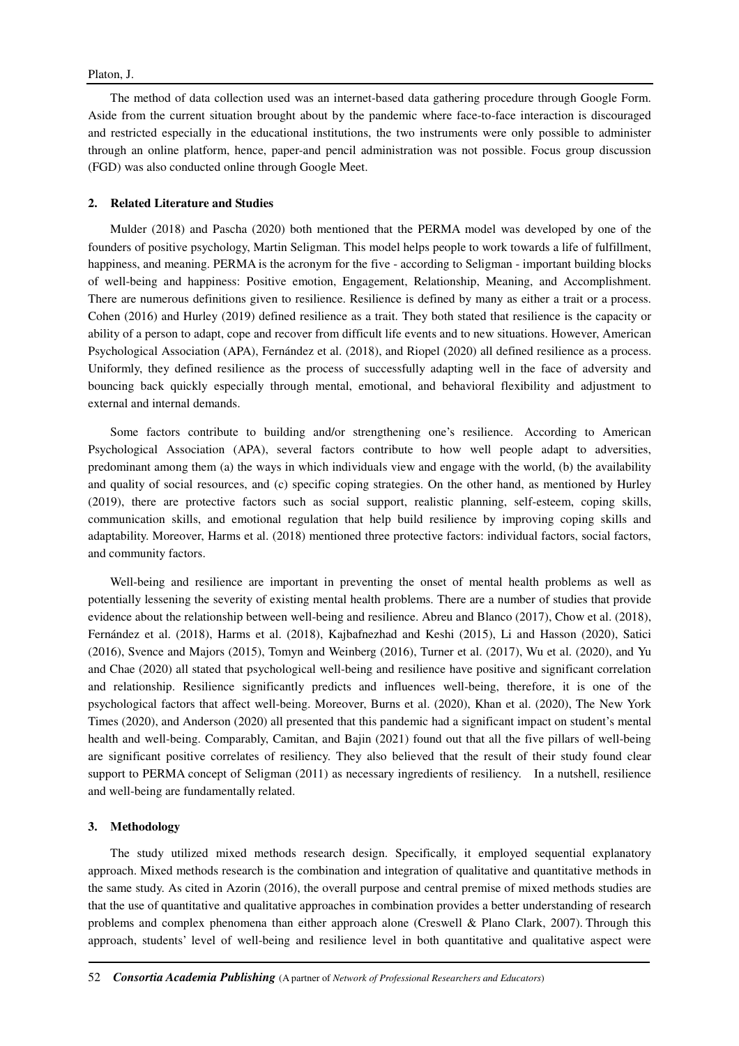The method of data collection used was an internet-based data gathering procedure through Google Form. Aside from the current situation brought about by the pandemic where face-to-face interaction is discouraged and restricted especially in the educational institutions, the two instruments were only possible to administer through an online platform, hence, paper-and pencil administration was not possible. Focus group discussion (FGD) was also conducted online through Google Meet.

## 2. Related Literature and Studies

Mulder (2018) and Pascha (2020) both mentioned that the PERMA model was developed by one of the founders of positive psychology, Martin Seligman. This model helps people to work towards a life of fulfillment, happiness, and meaning. PERMA is the acronym for the five - according to Seligman - important building blocks of well-being and happiness: Positive emotion, Engagement, Relationship, Meaning, and Accomplishment. There are numerous definitions given to resilience. Resilience is defined by many as either a trait or a process. Cohen (2016) and Hurley (2019) defined resilience as a trait. They both stated that resilience is the capacity or ability of a person to adapt, cope and recover from difficult life events and to new situations. However, American Psychological Association (APA), Fernández et al. (2018), and Riopel (2020) all defined resilience as a process. Uniformly, they defined resilience as the process of successfully adapting well in the face of adversity and bouncing back quickly especially through mental, emotional, and behavioral flexibility and adjustment to external and internal demands.

Some factors contribute to building and/or strengthening one's resilience. According to American Psychological Association (APA), several factors contribute to how well people adapt to adversities, predominant among them (a) the ways in which individuals view and engage with the world, (b) the availability and quality of social resources, and (c) specific coping strategies. On the other hand, as mentioned by Hurley (2019), there are protective factors such as social support, realistic planning, self-esteem, coping skills, communication skills, and emotional regulation that help build resilience by improving coping skills and adaptability. Moreover, Harms et al. (2018) mentioned three protective factors: individual factors, social factors, and community factors.

Well-being and resilience are important in preventing the onset of mental health problems as well as potentially lessening the severity of existing mental health problems. There are a number of studies that provide evidence about the relationship between well-being and resilience. Abreu and Blanco (2017), Chow et al. (2018), Fernández et al. (2018), Harms et al. (2018), Kajbafnezhad and Keshi (2015), Li and Hasson (2020), Satici (2016), Svence and Majors (2015), Tomyn and Weinberg (2016), Turner et al. (2017), Wu et al. (2020), and Yu and Chae (2020) all stated that psychological well-being and resilience have positive and significant correlation and relationship. Resilience significantly predicts and influences well-being, therefore, it is one of the psychological factors that affect well-being. Moreover, Burns et al. (2020), Khan et al. (2020), The New York Times (2020), and Anderson (2020) all presented that this pandemic had a significant impact on student's mental health and well-being. Comparably, Camitan, and Bajin (2021) found out that all the five pillars of well-being are significant positive correlates of resiliency. They also believed that the result of their study found clear support to PERMA concept of Seligman (2011) as necessary ingredients of resiliency. In a nutshell, resilience and well-being are fundamentally related.

## 3. Methodology

The study utilized mixed methods research design. Specifically, it employed sequential explanatory approach. Mixed methods research is the combination and integration of qualitative and quantitative methods in the same study. As cited in Azorin (2016), the overall purpose and central premise of mixed methods studies are that the use of quantitative and qualitative approaches in combination provides a better understanding of research problems and complex phenomena than either approach alone (Creswell & Plano Clark, 2007). Through this approach, students' level of well-being and resilience level in both quantitative and qualitative aspect were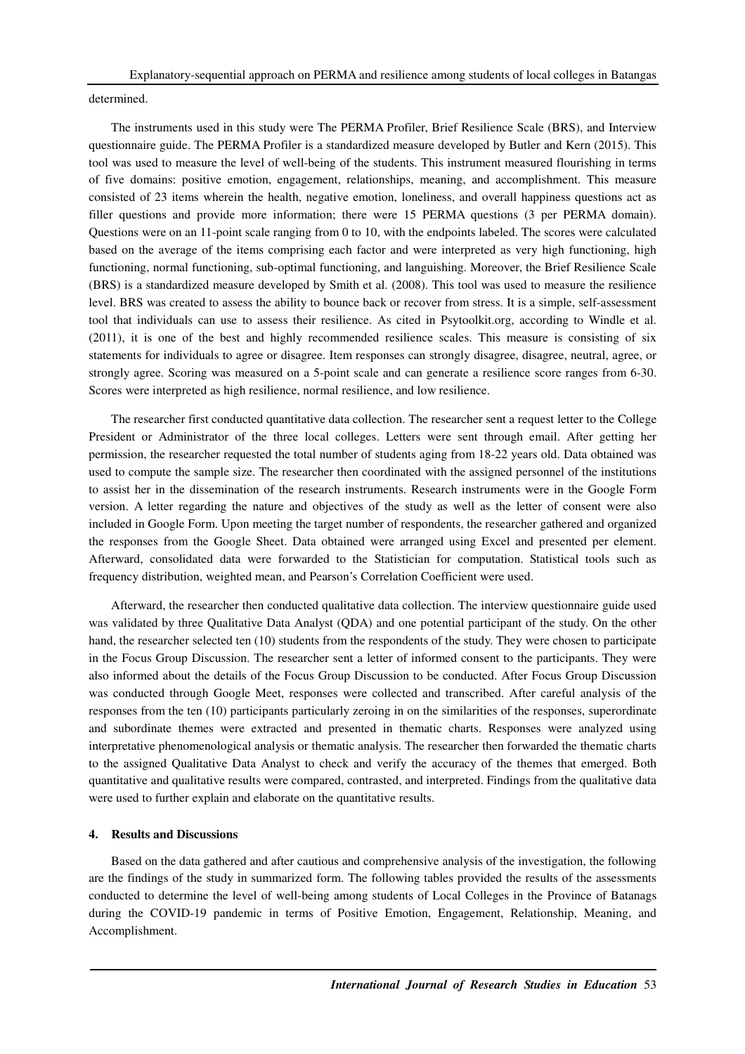determined.

The instruments used in this study were The PERMA Profiler, Brief Resilience Scale (BRS), and Interview questionnaire guide. The PERMA Profiler is a standardized measure developed by Butler and Kern (2015). This tool was used to measure the level of well-being of the students. This instrument measured flourishing in terms of five domains: positive emotion, engagement, relationships, meaning, and accomplishment. This measure consisted of 23 items wherein the health, negative emotion, loneliness, and overall happiness questions act as filler questions and provide more information; there were 15 PERMA questions (3 per PERMA domain). Questions were on an 11-point scale ranging from 0 to 10, with the endpoints labeled. The scores were calculated based on the average of the items comprising each factor and were interpreted as very high functioning, high functioning, normal functioning, sub-optimal functioning, and languishing. Moreover, the Brief Resilience Scale (BRS) is a standardized measure developed by Smith et al. (2008). This tool was used to measure the resilience level. BRS was created to assess the ability to bounce back or recover from stress. It is a simple, self-assessment tool that individuals can use to assess their resilience. As cited in Psytoolkit.org, according to Windle et al. (2011), it is one of the best and highly recommended resilience scales. This measure is consisting of six statements for individuals to agree or disagree. Item responses can strongly disagree, disagree, neutral, agree, or strongly agree. Scoring was measured on a 5-point scale and can generate a resilience score ranges from 6-30. Scores were interpreted as high resilience, normal resilience, and low resilience.

The researcher first conducted quantitative data collection. The researcher sent a request letter to the College President or Administrator of the three local colleges. Letters were sent through email. After getting her permission, the researcher requested the total number of students aging from 18-22 years old. Data obtained was used to compute the sample size. The researcher then coordinated with the assigned personnel of the institutions to assist her in the dissemination of the research instruments. Research instruments were in the Google Form version. A letter regarding the nature and objectives of the study as well as the letter of consent were also included in Google Form. Upon meeting the target number of respondents, the researcher gathered and organized the responses from the Google Sheet. Data obtained were arranged using Excel and presented per element. Afterward, consolidated data were forwarded to the Statistician for computation. Statistical tools such as frequency distribution, weighted mean, and Pearson's Correlation Coefficient were used.

Afterward, the researcher then conducted qualitative data collection. The interview questionnaire guide used was validated by three Qualitative Data Analyst (QDA) and one potential participant of the study. On the other hand, the researcher selected ten (10) students from the respondents of the study. They were chosen to participate in the Focus Group Discussion. The researcher sent a letter of informed consent to the participants. They were also informed about the details of the Focus Group Discussion to be conducted. After Focus Group Discussion was conducted through Google Meet, responses were collected and transcribed. After careful analysis of the responses from the ten (10) participants particularly zeroing in on the similarities of the responses, superordinate and subordinate themes were extracted and presented in thematic charts. Responses were analyzed using interpretative phenomenological analysis or thematic analysis. The researcher then forwarded the thematic charts to the assigned Qualitative Data Analyst to check and verify the accuracy of the themes that emerged. Both quantitative and qualitative results were compared, contrasted, and interpreted. Findings from the qualitative data were used to further explain and elaborate on the quantitative results.

## 4. Results and Discussions

Based on the data gathered and after cautious and comprehensive analysis of the investigation, the following are the findings of the study in summarized form. The following tables provided the results of the assessments conducted to determine the level of well-being among students of Local Colleges in the Province of Batanags during the COVID-19 pandemic in terms of Positive Emotion, Engagement, Relationship, Meaning, and Accomplishment.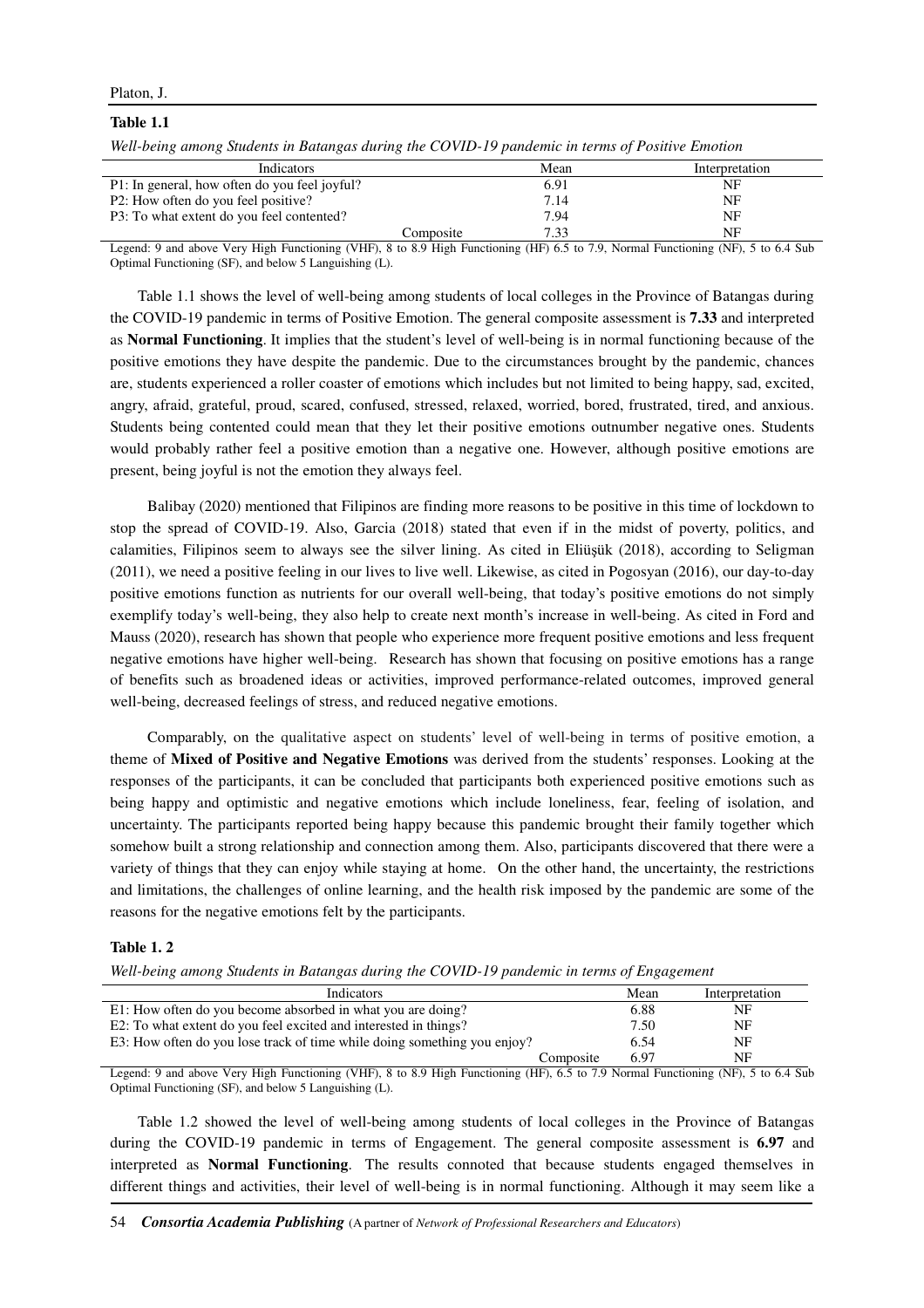**Table 1.1**

*Well-being among Students in Batangas during the COVID-19 pandemic in terms of Positive Emotion*

| Indicators | Mean | Interpretation |
|---|---|---|
| P1: In general, how often do you feel joyful? | 6.91 | NF |
| P2: How often do you feel positive? | 7.14 | NF |
| P3: To what extent do you feel contented? | 7.94 | NF |
| Composite | 7.33 | NF |

Legend: 9 and above Very High Functioning (VHF), 8 to 8.9 High Functioning (HF) 6.5 to 7.9, Normal Functioning (NF), 5 to 6.4 Sub Optimal Functioning (SF), and below 5 Languishing (L).

Table 1.1 shows the level of well-being among students of local colleges in the Province of Batangas during the COVID-19 pandemic in terms of Positive Emotion. The general composite assessment is **7.33** and interpreted as **Normal Functioning**. It implies that the student's level of well-being is in normal functioning because of the positive emotions they have despite the pandemic. Due to the circumstances brought by the pandemic, chances are, students experienced a roller coaster of emotions which includes but not limited to being happy, sad, excited, angry, afraid, grateful, proud, scared, confused, stressed, relaxed, worried, bored, frustrated, tired, and anxious. Students being contented could mean that they let their positive emotions outnumber negative ones. Students would probably rather feel a positive emotion than a negative one. However, although positive emotions are present, being joyful is not the emotion they always feel.

Balibay (2020) mentioned that Filipinos are finding more reasons to be positive in this time of lockdown to stop the spread of COVID-19. Also, Garcia (2018) stated that even if in the midst of poverty, politics, and calamities, Filipinos seem to always see the silver lining. As cited in Eliüşük (2018), according to Seligman (2011), we need a positive feeling in our lives to live well. Likewise, as cited in Pogosyan (2016), our day-to-day positive emotions function as nutrients for our overall well-being, that today's positive emotions do not simply exemplify today's well-being, they also help to create next month's increase in well-being. As cited in Ford and Mauss (2020), research has shown that people who experience more frequent positive emotions and less frequent negative emotions have higher well-being. Research has shown that focusing on positive emotions has a range of benefits such as broadened ideas or activities, improved performance-related outcomes, improved general well-being, decreased feelings of stress, and reduced negative emotions.

Comparably, on the qualitative aspect on students' level of well-being in terms of positive emotion, a theme of **Mixed of Positive and Negative Emotions** was derived from the students' responses. Looking at the responses of the participants, it can be concluded that participants both experienced positive emotions such as being happy and optimistic and negative emotions which include loneliness, fear, feeling of isolation, and uncertainty. The participants reported being happy because this pandemic brought their family together which somehow built a strong relationship and connection among them. Also, participants discovered that there were a variety of things that they can enjoy while staying at home. On the other hand, the uncertainty, the restrictions and limitations, the challenges of online learning, and the health risk imposed by the pandemic are some of the reasons for the negative emotions felt by the participants.

**Table 1. 2**

*Well-being among Students in Batangas during the COVID-19 pandemic in terms of Engagement*

| Indicators | Mean | Interpretation |
|---|---|---|
| E1: How often do you become absorbed in what you are doing? | 6.88 | NF |
| E2: To what extent do you feel excited and interested in things? | 7.50 | NF |
| E3: How often do you lose track of time while doing something you enjoy? | 6.54 | NF |
| Composite | 6.97 | NF |

Legend: 9 and above Very High Functioning (VHF), 8 to 8.9 High Functioning (HF), 6.5 to 7.9 Normal Functioning (NF), 5 to 6.4 Sub Optimal Functioning (SF), and below 5 Languishing (L).

Table 1.2 showed the level of well-being among students of local colleges in the Province of Batangas during the COVID-19 pandemic in terms of Engagement. The general composite assessment is **6.97** and interpreted as **Normal Functioning**. The results connoted that because students engaged themselves in different things and activities, their level of well-being is in normal functioning. Although it may seem like a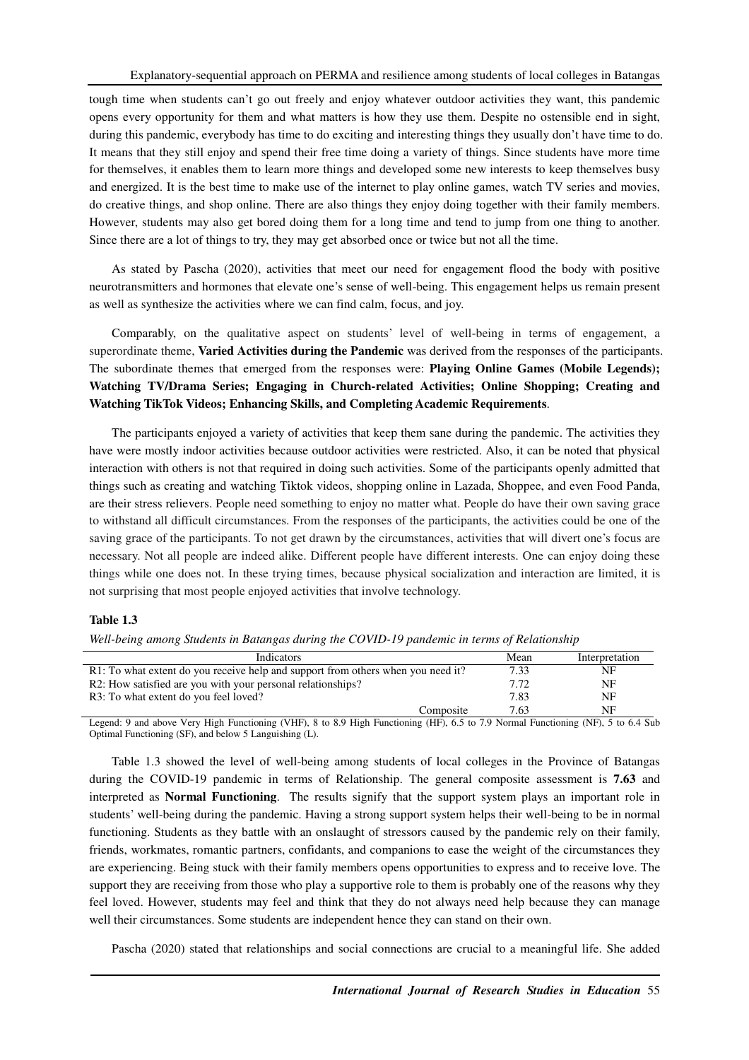tough time when students can't go out freely and enjoy whatever outdoor activities they want, this pandemic opens every opportunity for them and what matters is how they use them. Despite no ostensible end in sight, during this pandemic, everybody has time to do exciting and interesting things they usually don't have time to do. It means that they still enjoy and spend their free time doing a variety of things. Since students have more time for themselves, it enables them to learn more things and developed some new interests to keep themselves busy and energized. It is the best time to make use of the internet to play online games, watch TV series and movies, do creative things, and shop online. There are also things they enjoy doing together with their family members. However, students may also get bored doing them for a long time and tend to jump from one thing to another. Since there are a lot of things to try, they may get absorbed once or twice but not all the time.

As stated by Pascha (2020), activities that meet our need for engagement flood the body with positive neurotransmitters and hormones that elevate one's sense of well-being. This engagement helps us remain present as well as synthesize the activities where we can find calm, focus, and joy.

Comparably, on the qualitative aspect on students' level of well-being in terms of engagement, a superordinate theme, **Varied Activities during the Pandemic** was derived from the responses of the participants. The subordinate themes that emerged from the responses were: **Playing Online Games (Mobile Legends); Watching TV/Drama Series; Engaging in Church-related Activities; Online Shopping; Creating and Watching TikTok Videos; Enhancing Skills, and Completing Academic Requirements**.

The participants enjoyed a variety of activities that keep them sane during the pandemic. The activities they have were mostly indoor activities because outdoor activities were restricted. Also, it can be noted that physical interaction with others is not that required in doing such activities. Some of the participants openly admitted that things such as creating and watching Tiktok videos, shopping online in Lazada, Shoppee, and even Food Panda, are their stress relievers. People need something to enjoy no matter what. People do have their own saving grace to withstand all difficult circumstances. From the responses of the participants, the activities could be one of the saving grace of the participants. To not get drawn by the circumstances, activities that will divert one's focus are necessary. Not all people are indeed alike. Different people have different interests. One can enjoy doing these things while one does not. In these trying times, because physical socialization and interaction are limited, it is not surprising that most people enjoyed activities that involve technology.

**Table 1.3**

*Well-being among Students in Batangas during the COVID-19 pandemic in terms of Relationship*

| Indicators | Mean | Interpretation |
|---|---|---|
| R1: To what extent do you receive help and support from others when you need it? | 7.33 | NF |
| R2: How satisfied are you with your personal relationships? | 7.72 | NF |
| R3: To what extent do you feel loved? | 7.83 | NF |
| Composite | 7.63 | NF |

Legend: 9 and above Very High Functioning (VHF), 8 to 8.9 High Functioning (HF), 6.5 to 7.9 Normal Functioning (NF), 5 to 6.4 Sub Optimal Functioning (SF), and below 5 Languishing (L).

Table 1.3 showed the level of well-being among students of local colleges in the Province of Batangas during the COVID-19 pandemic in terms of Relationship. The general composite assessment is **7.63** and interpreted as **Normal Functioning**. The results signify that the support system plays an important role in students' well-being during the pandemic. Having a strong support system helps their well-being to be in normal functioning. Students as they battle with an onslaught of stressors caused by the pandemic rely on their family, friends, workmates, romantic partners, confidants, and companions to ease the weight of the circumstances they are experiencing. Being stuck with their family members opens opportunities to express and to receive love. The support they are receiving from those who play a supportive role to them is probably one of the reasons why they feel loved. However, students may feel and think that they do not always need help because they can manage well their circumstances. Some students are independent hence they can stand on their own.

Pascha (2020) stated that relationships and social connections are crucial to a meaningful life. She added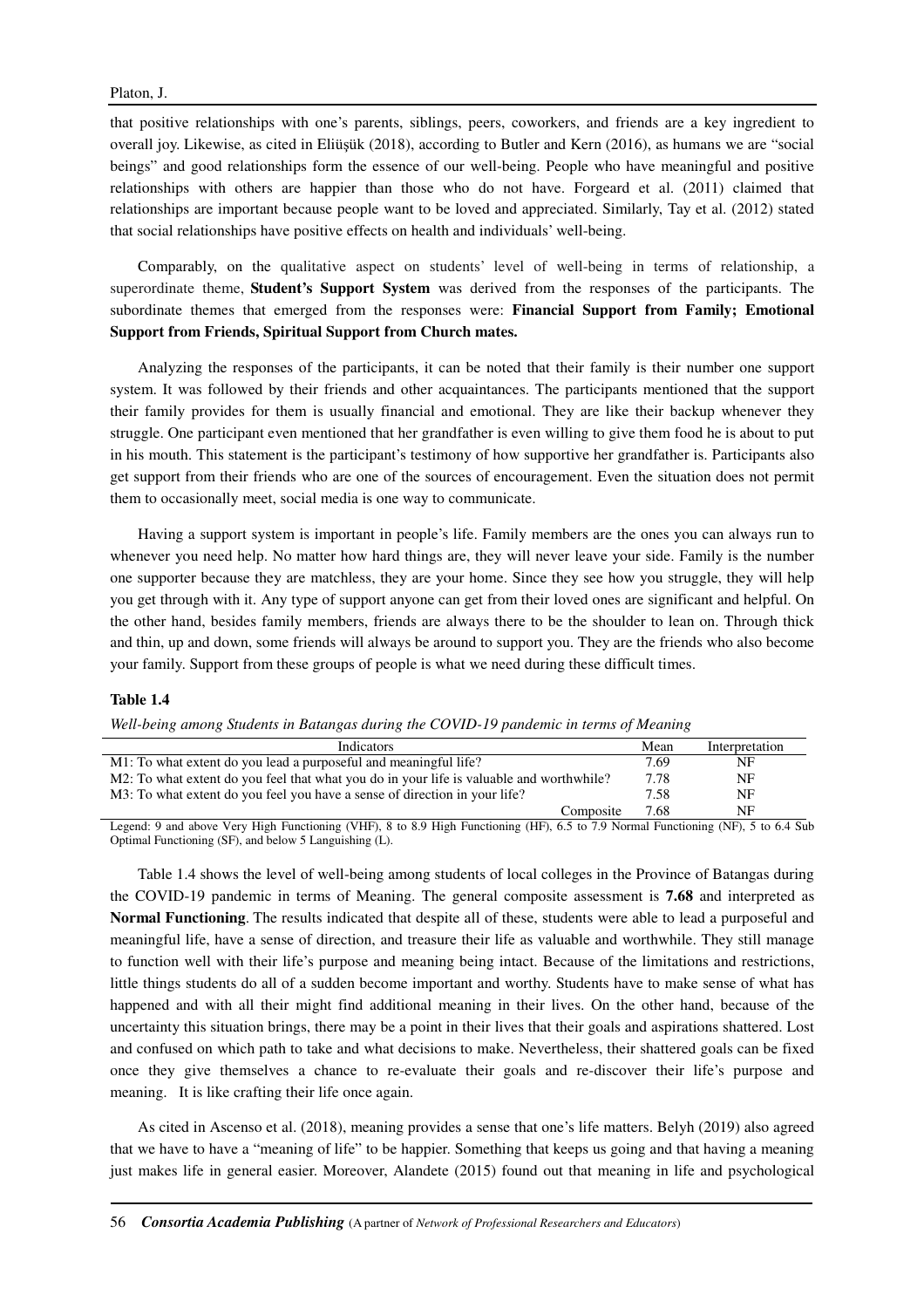that positive relationships with one's parents, siblings, peers, coworkers, and friends are a key ingredient to overall joy. Likewise, as cited in Eliüşük (2018), according to Butler and Kern (2016), as humans we are "social beings" and good relationships form the essence of our well-being. People who have meaningful and positive relationships with others are happier than those who do not have. Forgeard et al. (2011) claimed that relationships are important because people want to be loved and appreciated. Similarly, Tay et al. (2012) stated that social relationships have positive effects on health and individuals' well-being.

Comparably, on the qualitative aspect on students' level of well-being in terms of relationship, a superordinate theme, **Student's Support System** was derived from the responses of the participants. The subordinate themes that emerged from the responses were: **Financial Support from Family; Emotional Support from Friends, Spiritual Support from Church mates.**

Analyzing the responses of the participants, it can be noted that their family is their number one support system. It was followed by their friends and other acquaintances. The participants mentioned that the support their family provides for them is usually financial and emotional. They are like their backup whenever they struggle. One participant even mentioned that her grandfather is even willing to give them food he is about to put in his mouth. This statement is the participant's testimony of how supportive her grandfather is. Participants also get support from their friends who are one of the sources of encouragement. Even the situation does not permit them to occasionally meet, social media is one way to communicate.

Having a support system is important in people's life. Family members are the ones you can always run to whenever you need help. No matter how hard things are, they will never leave your side. Family is the number one supporter because they are matchless, they are your home. Since they see how you struggle, they will help you get through with it. Any type of support anyone can get from their loved ones are significant and helpful. On the other hand, besides family members, friends are always there to be the shoulder to lean on. Through thick and thin, up and down, some friends will always be around to support you. They are the friends who also become your family. Support from these groups of people is what we need during these difficult times.

**Table 1.4**

*Well-being among Students in Batangas during the COVID-19 pandemic in terms of Meaning*

| Indicators | Mean | Interpretation |
|---|---|---|
| M1: To what extent do you lead a purposeful and meaningful life? | 7.69 | NF |
| M2: To what extent do you feel that what you do in your life is valuable and worthwhile? | 7.78 | NF |
| M3: To what extent do you feel you have a sense of direction in your life? | 7.58 | NF |
| Composite | 7.68 | NF |

Legend: 9 and above Very High Functioning (VHF), 8 to 8.9 High Functioning (HF), 6.5 to 7.9 Normal Functioning (NF), 5 to 6.4 Sub Optimal Functioning (SF), and below 5 Languishing (L).

Table 1.4 shows the level of well-being among students of local colleges in the Province of Batangas during the COVID-19 pandemic in terms of Meaning. The general composite assessment is **7.68** and interpreted as **Normal Functioning**. The results indicated that despite all of these, students were able to lead a purposeful and meaningful life, have a sense of direction, and treasure their life as valuable and worthwhile. They still manage to function well with their life's purpose and meaning being intact. Because of the limitations and restrictions, little things students do all of a sudden become important and worthy. Students have to make sense of what has happened and with all their might find additional meaning in their lives. On the other hand, because of the uncertainty this situation brings, there may be a point in their lives that their goals and aspirations shattered. Lost and confused on which path to take and what decisions to make. Nevertheless, their shattered goals can be fixed once they give themselves a chance to re-evaluate their goals and re-discover their life's purpose and meaning. It is like crafting their life once again.

As cited in Ascenso et al. (2018), meaning provides a sense that one's life matters. Belyh (2019) also agreed that we have to have a "meaning of life" to be happier. Something that keeps us going and that having a meaning just makes life in general easier. Moreover, Alandete (2015) found out that meaning in life and psychological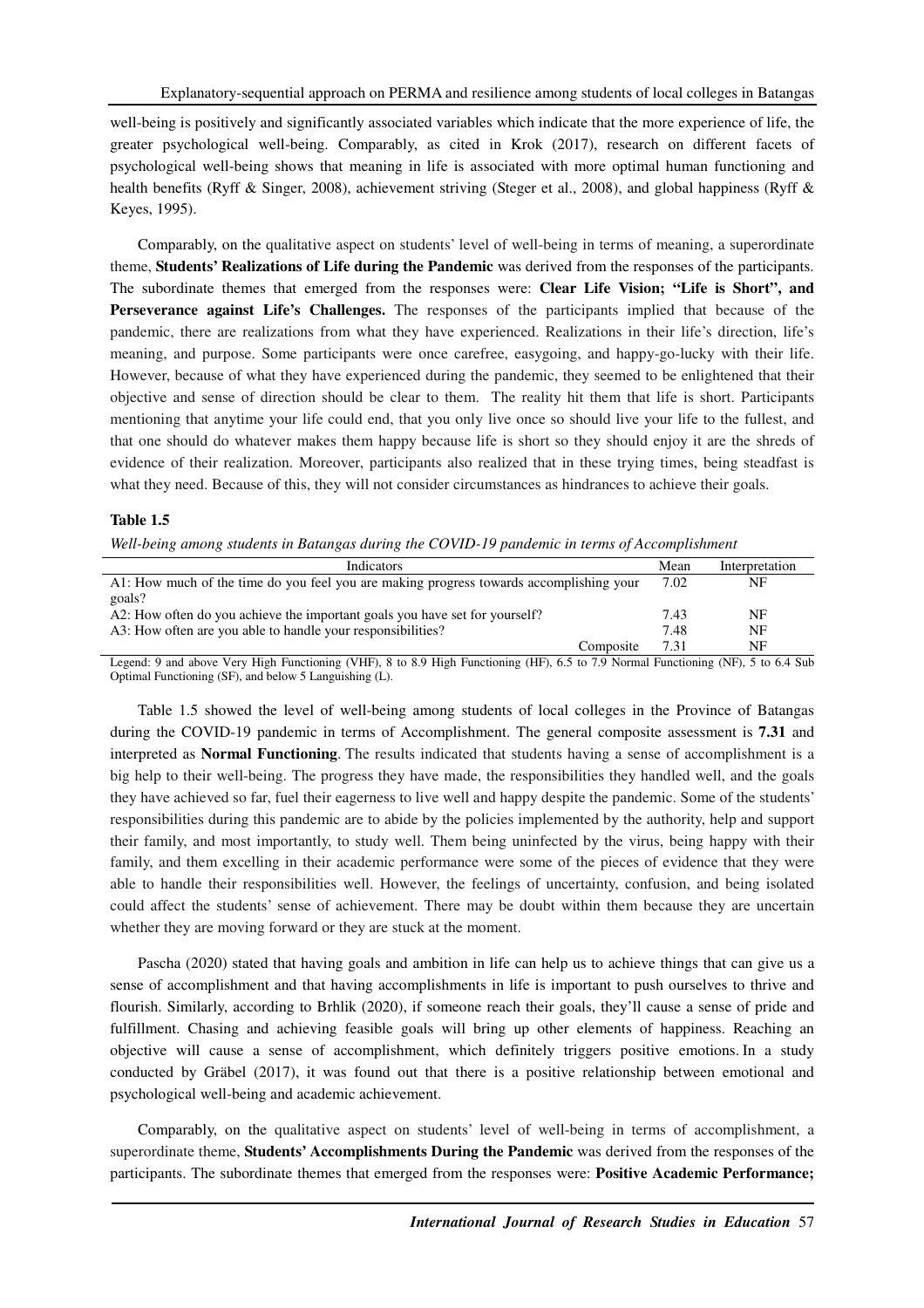well-being is positively and significantly associated variables which indicate that the more experience of life, the greater psychological well-being. Comparably, as cited in Krok (2017), research on different facets of psychological well-being shows that meaning in life is associated with more optimal human functioning and health benefits (Ryff & Singer, 2008), achievement striving (Steger et al., 2008), and global happiness (Ryff & Keyes, 1995).

Comparably, on the qualitative aspect on students' level of well-being in terms of meaning, a superordinate theme, **Students' Realizations of Life during the Pandemic** was derived from the responses of the participants. The subordinate themes that emerged from the responses were: **Clear Life Vision; "Life is Short", and Perseverance against Life's Challenges.** The responses of the participants implied that because of the pandemic, there are realizations from what they have experienced. Realizations in their life's direction, life's meaning, and purpose. Some participants were once carefree, easygoing, and happy-go-lucky with their life. However, because of what they have experienced during the pandemic, they seemed to be enlightened that their objective and sense of direction should be clear to them. The reality hit them that life is short. Participants mentioning that anytime your life could end, that you only live once so should live your life to the fullest, and that one should do whatever makes them happy because life is short so they should enjoy it are the shreds of evidence of their realization. Moreover, participants also realized that in these trying times, being steadfast is what they need. Because of this, they will not consider circumstances as hindrances to achieve their goals.

**Table 1.5**

*Well-being among students in Batangas during the COVID-19 pandemic in terms of Accomplishment*

| Indicators | Mean | Interpretation |
|---|---|---|
| A1: How much of the time do you feel you are making progress towards accomplishing your goals? | 7.02 | NF |
| A2: How often do you achieve the important goals you have set for yourself? | 7.43 | NF |
| A3: How often are you able to handle your responsibilities? | 7.48 | NF |
| Composite | 7.31 | NF |

Legend: 9 and above Very High Functioning (VHF), 8 to 8.9 High Functioning (HF), 6.5 to 7.9 Normal Functioning (NF), 5 to 6.4 Sub Optimal Functioning (SF), and below 5 Languishing (L).

Table 1.5 showed the level of well-being among students of local colleges in the Province of Batangas during the COVID-19 pandemic in terms of Accomplishment. The general composite assessment is **7.31** and interpreted as **Normal Functioning**. The results indicated that students having a sense of accomplishment is a big help to their well-being. The progress they have made, the responsibilities they handled well, and the goals they have achieved so far, fuel their eagerness to live well and happy despite the pandemic. Some of the students' responsibilities during this pandemic are to abide by the policies implemented by the authority, help and support their family, and most importantly, to study well. Them being uninfected by the virus, being happy with their family, and them excelling in their academic performance were some of the pieces of evidence that they were able to handle their responsibilities well. However, the feelings of uncertainty, confusion, and being isolated could affect the students' sense of achievement. There may be doubt within them because they are uncertain whether they are moving forward or they are stuck at the moment.

Pascha (2020) stated that having goals and ambition in life can help us to achieve things that can give us a sense of accomplishment and that having accomplishments in life is important to push ourselves to thrive and flourish. Similarly, according to Brhlik (2020), if someone reach their goals, they'll cause a sense of pride and fulfillment. Chasing and achieving feasible goals will bring up other elements of happiness. Reaching an objective will cause a sense of accomplishment, which definitely triggers positive emotions. In a study conducted by Gräbel (2017), it was found out that there is a positive relationship between emotional and psychological well-being and academic achievement.

Comparably, on the qualitative aspect on students' level of well-being in terms of accomplishment, a superordinate theme, **Students' Accomplishments During the Pandemic** was derived from the responses of the participants. The subordinate themes that emerged from the responses were: **Positive Academic Performance;**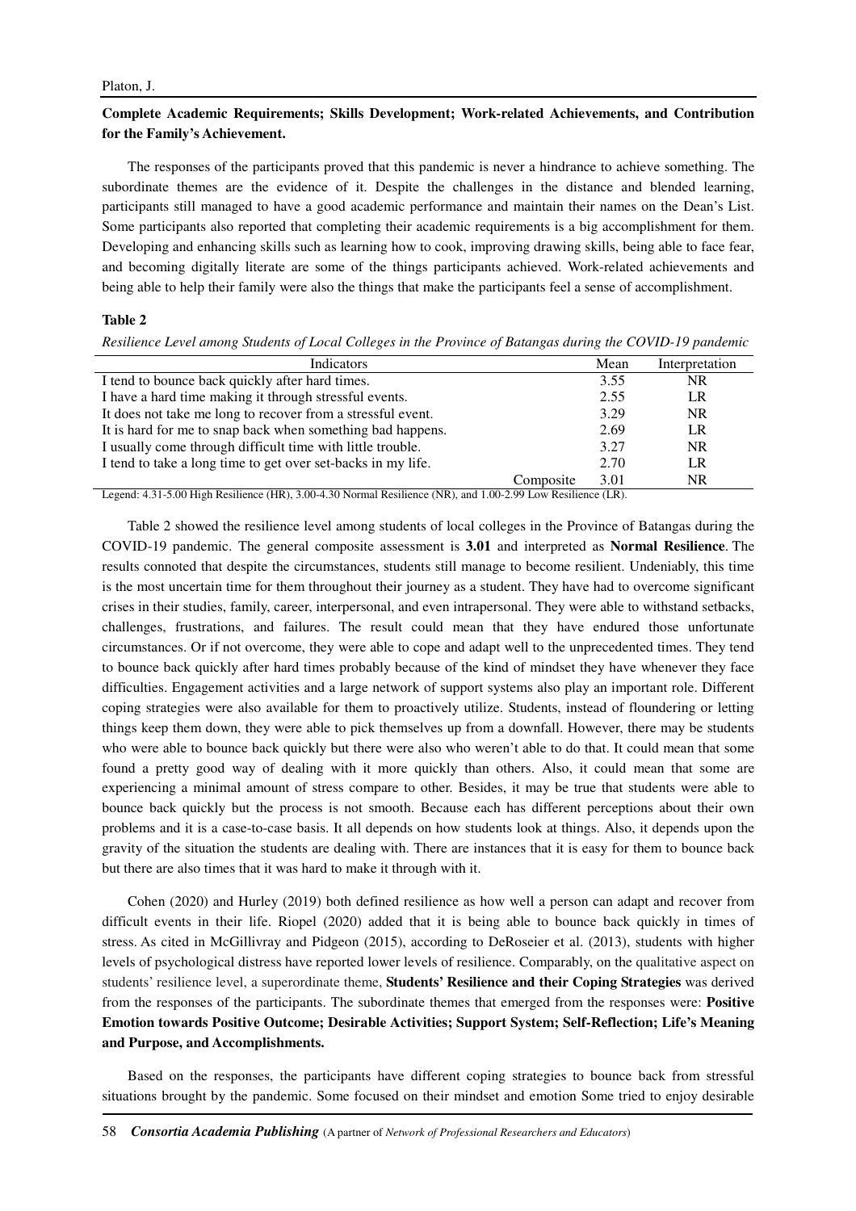**Complete Academic Requirements; Skills Development; Work-related Achievements, and Contribution for the Family's Achievement.**

The responses of the participants proved that this pandemic is never a hindrance to achieve something. The subordinate themes are the evidence of it. Despite the challenges in the distance and blended learning, participants still managed to have a good academic performance and maintain their names on the Dean's List. Some participants also reported that completing their academic requirements is a big accomplishment for them. Developing and enhancing skills such as learning how to cook, improving drawing skills, being able to face fear, and becoming digitally literate are some of the things participants achieved. Work-related achievements and being able to help their family were also the things that make the participants feel a sense of accomplishment.

**Table 2**

*Resilience Level among Students of Local Colleges in the Province of Batangas during the COVID-19 pandemic*

| Indicators | Mean | Interpretation |
|---|---|---|
| I tend to bounce back quickly after hard times. | 3.55 | NR |
| I have a hard time making it through stressful events. | 2.55 | LR |
| It does not take me long to recover from a stressful event. | 3.29 | NR |
| It is hard for me to snap back when something bad happens. | 2.69 | LR |
| I usually come through difficult time with little trouble. | 3.27 | NR |
| I tend to take a long time to get over set-backs in my life. | 2.70 | LR |
| Composite | 3.01 | NR |

Legend: 4.31-5.00 High Resilience (HR), 3.00-4.30 Normal Resilience (NR), and 1.00-2.99 Low Resilience (LR).

Table 2 showed the resilience level among students of local colleges in the Province of Batangas during the COVID-19 pandemic. The general composite assessment is **3.01** and interpreted as **Normal Resilience**. The results connoted that despite the circumstances, students still manage to become resilient. Undeniably, this time is the most uncertain time for them throughout their journey as a student. They have had to overcome significant crises in their studies, family, career, interpersonal, and even intrapersonal. They were able to withstand setbacks, challenges, frustrations, and failures. The result could mean that they have endured those unfortunate circumstances. Or if not overcome, they were able to cope and adapt well to the unprecedented times. They tend to bounce back quickly after hard times probably because of the kind of mindset they have whenever they face difficulties. Engagement activities and a large network of support systems also play an important role. Different coping strategies were also available for them to proactively utilize. Students, instead of floundering or letting things keep them down, they were able to pick themselves up from a downfall. However, there may be students who were able to bounce back quickly but there were also who weren't able to do that. It could mean that some found a pretty good way of dealing with it more quickly than others. Also, it could mean that some are experiencing a minimal amount of stress compare to other. Besides, it may be true that students were able to bounce back quickly but the process is not smooth. Because each has different perceptions about their own problems and it is a case-to-case basis. It all depends on how students look at things. Also, it depends upon the gravity of the situation the students are dealing with. There are instances that it is easy for them to bounce back but there are also times that it was hard to make it through with it.

Cohen (2020) and Hurley (2019) both defined resilience as how well a person can adapt and recover from difficult events in their life. Riopel (2020) added that it is being able to bounce back quickly in times of stress. As cited in McGillivray and Pidgeon (2015), according to DeRoseier et al. (2013), students with higher levels of psychological distress have reported lower levels of resilience. Comparably, on the qualitative aspect on students' resilience level, a superordinate theme, **Students' Resilience and their Coping Strategies** was derived from the responses of the participants. The subordinate themes that emerged from the responses were: **Positive Emotion towards Positive Outcome; Desirable Activities; Support System; Self-Reflection; Life's Meaning and Purpose, and Accomplishments.**

Based on the responses, the participants have different coping strategies to bounce back from stressful situations brought by the pandemic. Some focused on their mindset and emotion Some tried to enjoy desirable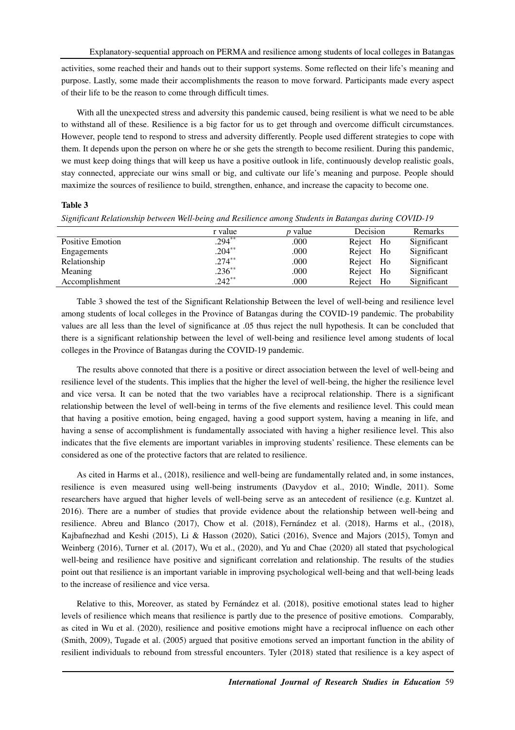activities, some reached their and hands out to their support systems. Some reflected on their life's meaning and purpose. Lastly, some made their accomplishments the reason to move forward. Participants made every aspect of their life to be the reason to come through difficult times.

With all the unexpected stress and adversity this pandemic caused, being resilient is what we need to be able to withstand all of these. Resilience is a big factor for us to get through and overcome difficult circumstances. However, people tend to respond to stress and adversity differently. People used different strategies to cope with them. It depends upon the person on where he or she gets the strength to become resilient. During this pandemic, we must keep doing things that will keep us have a positive outlook in life, continuously develop realistic goals, stay connected, appreciate our wins small or big, and cultivate our life's meaning and purpose. People should maximize the sources of resilience to build, strengthen, enhance, and increase the capacity to become one.

**Table 3**

*Significant Relationship between Well-being and Resilience among Students in Batangas during COVID-19*

| | r value | *p* value | Decision | Remarks |
|---|---|---|---|---|
| Positive Emotion | .294** | .000 | Reject Ho | Significant |
| Engagements | .204** | .000 | Reject Ho | Significant |
| Relationship | .274** | .000 | Reject Ho | Significant |
| Meaning | .236** | .000 | Reject Ho | Significant |
| Accomplishment | .242** | .000 | Reject Ho | Significant |

Table 3 showed the test of the Significant Relationship Between the level of well-being and resilience level among students of local colleges in the Province of Batangas during the COVID-19 pandemic. The probability values are all less than the level of significance at .05 thus reject the null hypothesis. It can be concluded that there is a significant relationship between the level of well-being and resilience level among students of local colleges in the Province of Batangas during the COVID-19 pandemic.

The results above connoted that there is a positive or direct association between the level of well-being and resilience level of the students. This implies that the higher the level of well-being, the higher the resilience level and vice versa. It can be noted that the two variables have a reciprocal relationship. There is a significant relationship between the level of well-being in terms of the five elements and resilience level. This could mean that having a positive emotion, being engaged, having a good support system, having a meaning in life, and having a sense of accomplishment is fundamentally associated with having a higher resilience level. This also indicates that the five elements are important variables in improving students' resilience. These elements can be considered as one of the protective factors that are related to resilience.

As cited in Harms et al., (2018), resilience and well-being are fundamentally related and, in some instances, resilience is even measured using well-being instruments (Davydov et al., 2010; Windle, 2011). Some researchers have argued that higher levels of well-being serve as an antecedent of resilience (e.g. Kuntzet al. 2016). There are a number of studies that provide evidence about the relationship between well-being and resilience. Abreu and Blanco (2017), Chow et al. (2018), Fernández et al. (2018), Harms et al., (2018), Kajbafnezhad and Keshi (2015), Li & Hasson (2020), Satici (2016), Svence and Majors (2015), Tomyn and Weinberg (2016), Turner et al. (2017), Wu et al., (2020), and Yu and Chae (2020) all stated that psychological well-being and resilience have positive and significant correlation and relationship. The results of the studies point out that resilience is an important variable in improving psychological well-being and that well-being leads to the increase of resilience and vice versa.

Relative to this, Moreover, as stated by Fernández et al. (2018), positive emotional states lead to higher levels of resilience which means that resilience is partly due to the presence of positive emotions. Comparably, as cited in Wu et al. (2020), resilience and positive emotions might have a reciprocal influence on each other (Smith, 2009), Tugade et al. (2005) argued that positive emotions served an important function in the ability of resilient individuals to rebound from stressful encounters. Tyler (2018) stated that resilience is a key aspect of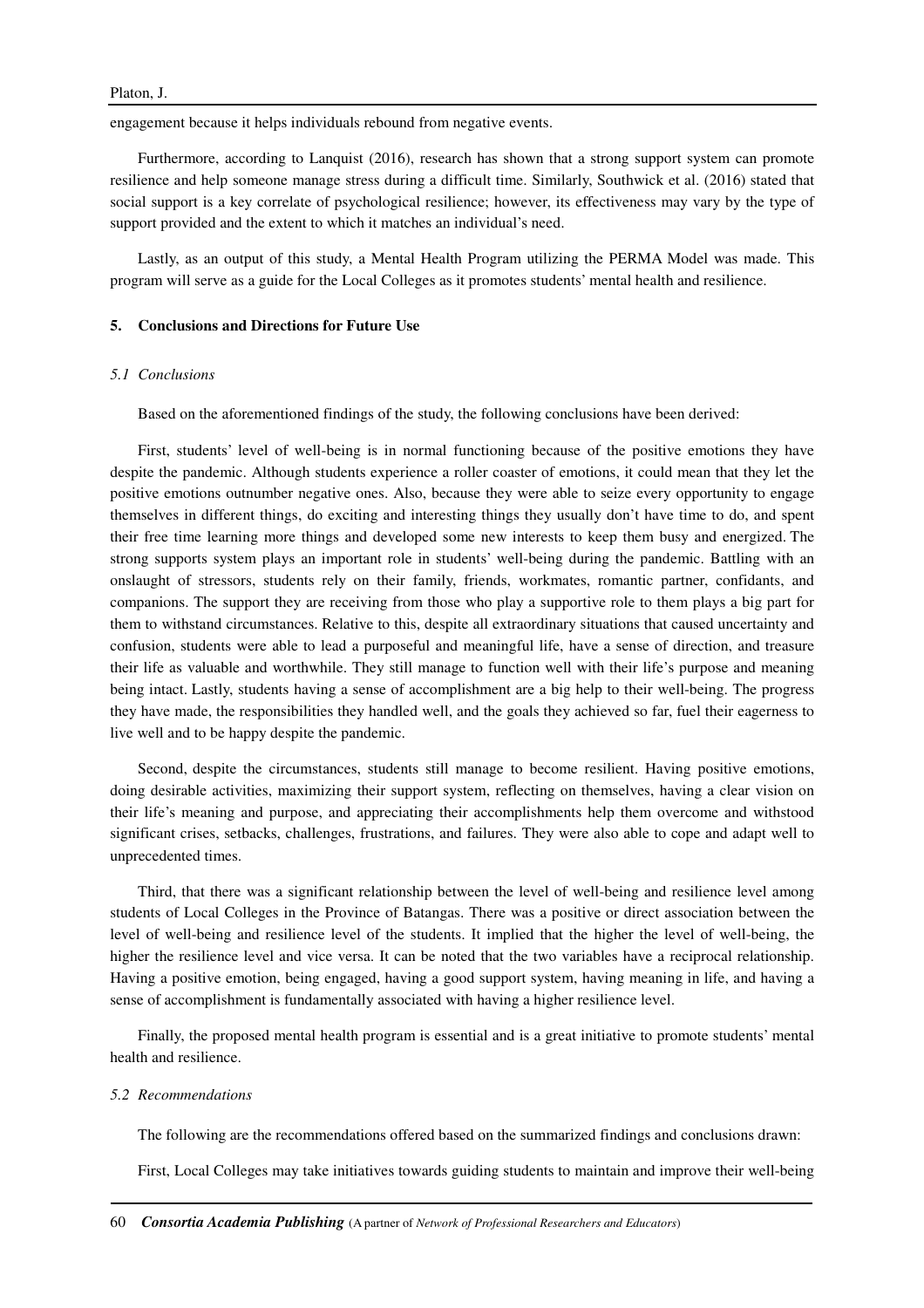engagement because it helps individuals rebound from negative events.

Furthermore, according to Lanquist (2016), research has shown that a strong support system can promote resilience and help someone manage stress during a difficult time. Similarly, Southwick et al. (2016) stated that social support is a key correlate of psychological resilience; however, its effectiveness may vary by the type of support provided and the extent to which it matches an individual's need.

Lastly, as an output of this study, a Mental Health Program utilizing the PERMA Model was made. This program will serve as a guide for the Local Colleges as it promotes students' mental health and resilience.

## 5. Conclusions and Directions for Future Use

### *5.1 Conclusions*

Based on the aforementioned findings of the study, the following conclusions have been derived:

First, students' level of well-being is in normal functioning because of the positive emotions they have despite the pandemic. Although students experience a roller coaster of emotions, it could mean that they let the positive emotions outnumber negative ones. Also, because they were able to seize every opportunity to engage themselves in different things, do exciting and interesting things they usually don't have time to do, and spent their free time learning more things and developed some new interests to keep them busy and energized. The strong supports system plays an important role in students' well-being during the pandemic. Battling with an onslaught of stressors, students rely on their family, friends, workmates, romantic partner, confidants, and companions. The support they are receiving from those who play a supportive role to them plays a big part for them to withstand circumstances. Relative to this, despite all extraordinary situations that caused uncertainty and confusion, students were able to lead a purposeful and meaningful life, have a sense of direction, and treasure their life as valuable and worthwhile. They still manage to function well with their life's purpose and meaning being intact. Lastly, students having a sense of accomplishment are a big help to their well-being. The progress they have made, the responsibilities they handled well, and the goals they achieved so far, fuel their eagerness to live well and to be happy despite the pandemic.

Second, despite the circumstances, students still manage to become resilient. Having positive emotions, doing desirable activities, maximizing their support system, reflecting on themselves, having a clear vision on their life's meaning and purpose, and appreciating their accomplishments help them overcome and withstood significant crises, setbacks, challenges, frustrations, and failures. They were also able to cope and adapt well to unprecedented times.

Third, that there was a significant relationship between the level of well-being and resilience level among students of Local Colleges in the Province of Batangas. There was a positive or direct association between the level of well-being and resilience level of the students. It implied that the higher the level of well-being, the higher the resilience level and vice versa. It can be noted that the two variables have a reciprocal relationship. Having a positive emotion, being engaged, having a good support system, having meaning in life, and having a sense of accomplishment is fundamentally associated with having a higher resilience level.

Finally, the proposed mental health program is essential and is a great initiative to promote students' mental health and resilience.

### *5.2 Recommendations*

The following are the recommendations offered based on the summarized findings and conclusions drawn:

First, Local Colleges may take initiatives towards guiding students to maintain and improve their well-being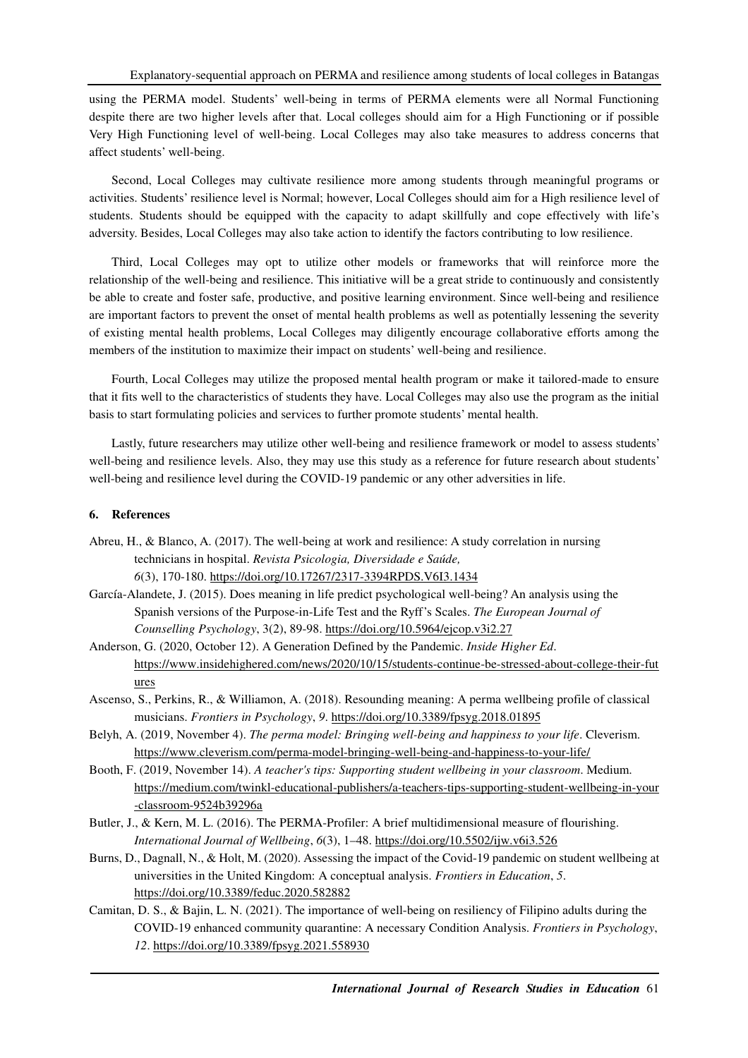using the PERMA model. Students' well-being in terms of PERMA elements were all Normal Functioning despite there are two higher levels after that. Local colleges should aim for a High Functioning or if possible Very High Functioning level of well-being. Local Colleges may also take measures to address concerns that affect students' well-being.

Second, Local Colleges may cultivate resilience more among students through meaningful programs or activities. Students' resilience level is Normal; however, Local Colleges should aim for a High resilience level of students. Students should be equipped with the capacity to adapt skillfully and cope effectively with life's adversity. Besides, Local Colleges may also take action to identify the factors contributing to low resilience.

Third, Local Colleges may opt to utilize other models or frameworks that will reinforce more the relationship of the well-being and resilience. This initiative will be a great stride to continuously and consistently be able to create and foster safe, productive, and positive learning environment. Since well-being and resilience are important factors to prevent the onset of mental health problems as well as potentially lessening the severity of existing mental health problems, Local Colleges may diligently encourage collaborative efforts among the members of the institution to maximize their impact on students' well-being and resilience.

Fourth, Local Colleges may utilize the proposed mental health program or make it tailored-made to ensure that it fits well to the characteristics of students they have. Local Colleges may also use the program as the initial basis to start formulating policies and services to further promote students' mental health.

Lastly, future researchers may utilize other well-being and resilience framework or model to assess students' well-being and resilience levels. Also, they may use this study as a reference for future research about students' well-being and resilience level during the COVID-19 pandemic or any other adversities in life.

## 6. References

Abreu, H., & Blanco, A. (2017). The well-being at work and resilience: A study correlation in nursing technicians in hospital. *Revista Psicologia, Diversidade e Saúde, 6*(3), 170-180. https://doi.org/10.17267/2317-3394RPDS.V6I3.1434

García-Alandete, J. (2015). Does meaning in life predict psychological well-being? An analysis using the Spanish versions of the Purpose-in-Life Test and the Ryff's Scales. *The European Journal of Counselling Psychology*, 3(2), 89-98. https://doi.org/10.5964/ejcop.v3i2.27

Anderson, G. (2020, October 12). A Generation Defined by the Pandemic. *Inside Higher Ed*. https://www.insidehighered.com/news/2020/10/15/students-continue-be-stressed-about-college-their-futures

Ascenso, S., Perkins, R., & Williamon, A. (2018). Resounding meaning: A perma wellbeing profile of classical musicians. *Frontiers in Psychology*, *9*. https://doi.org/10.3389/fpsyg.2018.01895

Belyh, A. (2019, November 4). *The perma model: Bringing well-being and happiness to your life*. Cleverism. https://www.cleverism.com/perma-model-bringing-well-being-and-happiness-to-your-life/

Booth, F. (2019, November 14). *A teacher's tips: Supporting student wellbeing in your classroom*. Medium. https://medium.com/twinkl-educational-publishers/a-teachers-tips-supporting-student-wellbeing-in-your-classroom-9524b39296a

Butler, J., & Kern, M. L. (2016). The PERMA-Profiler: A brief multidimensional measure of flourishing. *International Journal of Wellbeing*, *6*(3), 1–48. https://doi.org/10.5502/ijw.v6i3.526

Burns, D., Dagnall, N., & Holt, M. (2020). Assessing the impact of the Covid-19 pandemic on student wellbeing at universities in the United Kingdom: A conceptual analysis. *Frontiers in Education*, *5*. https://doi.org/10.3389/feduc.2020.582882

Camitan, D. S., & Bajin, L. N. (2021). The importance of well-being on resiliency of Filipino adults during the COVID-19 enhanced community quarantine: A necessary Condition Analysis. *Frontiers in Psychology*, *12*. https://doi.org/10.3389/fpsyg.2021.558930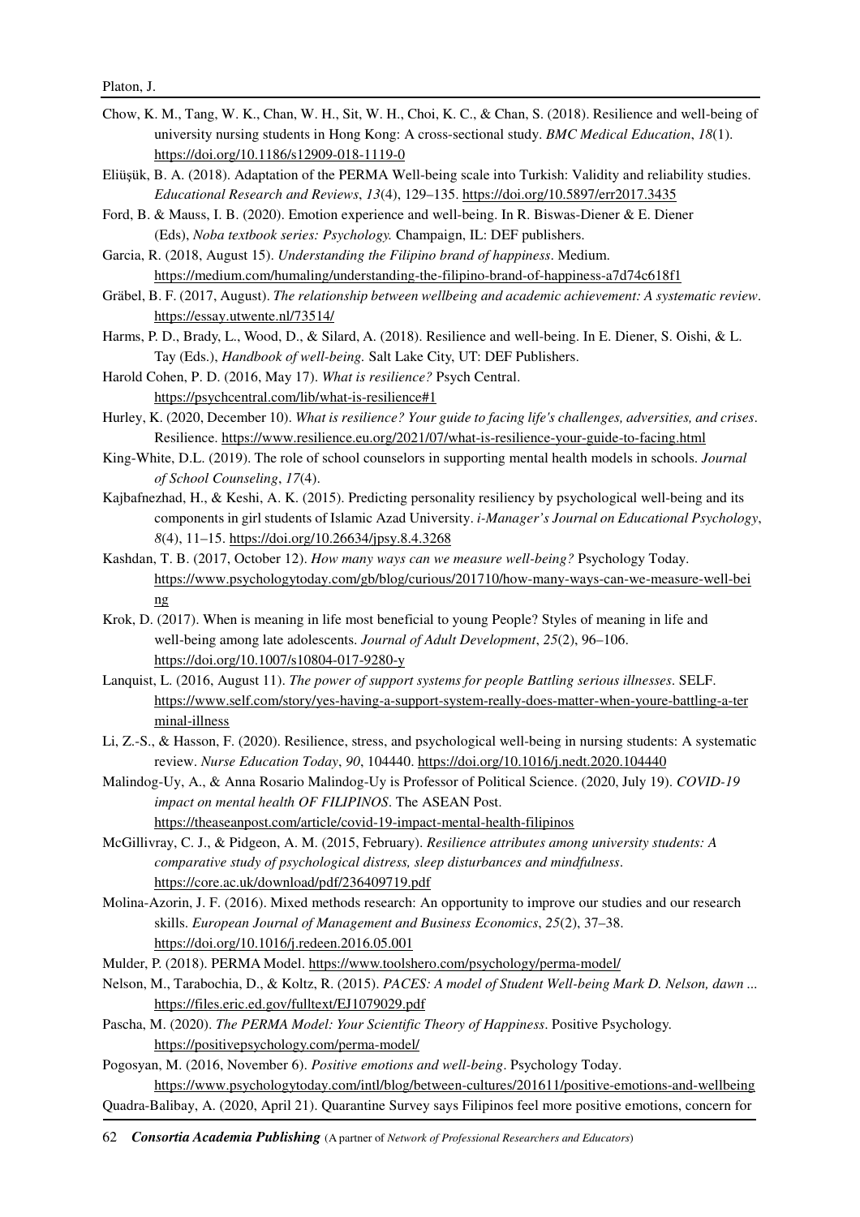Chow, K. M., Tang, W. K., Chan, W. H., Sit, W. H., Choi, K. C., & Chan, S. (2018). Resilience and well-being of university nursing students in Hong Kong: A cross-sectional study. *BMC Medical Education*, *18*(1). https://doi.org/10.1186/s12909-018-1119-0

Eliüşük, B. A. (2018). Adaptation of the PERMA Well-being scale into Turkish: Validity and reliability studies. *Educational Research and Reviews*, *13*(4), 129–135. https://doi.org/10.5897/err2017.3435

Ford, B. & Mauss, I. B. (2020). Emotion experience and well-being. In R. Biswas-Diener & E. Diener (Eds), *Noba textbook series: Psychology.* Champaign, IL: DEF publishers.

Garcia, R. (2018, August 15). *Understanding the Filipino brand of happiness*. Medium. https://medium.com/humaling/understanding-the-filipino-brand-of-happiness-a7d74c618f1

Gräbel, B. F. (2017, August). *The relationship between wellbeing and academic achievement: A systematic review*. https://essay.utwente.nl/73514/

Harms, P. D., Brady, L., Wood, D., & Silard, A. (2018). Resilience and well-being. In E. Diener, S. Oishi, & L. Tay (Eds.), *Handbook of well-being.* Salt Lake City, UT: DEF Publishers.

Harold Cohen, P. D. (2016, May 17). *What is resilience?* Psych Central. https://psychcentral.com/lib/what-is-resilience#1

Hurley, K. (2020, December 10). *What is resilience? Your guide to facing life's challenges, adversities, and crises*. Resilience. https://www.resilience.eu.org/2021/07/what-is-resilience-your-guide-to-facing.html

King-White, D.L. (2019). The role of school counselors in supporting mental health models in schools. *Journal of School Counseling*, *17*(4).

Kajbafnezhad, H., & Keshi, A. K. (2015). Predicting personality resiliency by psychological well-being and its components in girl students of Islamic Azad University. *i-Manager's Journal on Educational Psychology*, *8*(4), 11–15. https://doi.org/10.26634/jpsy.8.4.3268

Kashdan, T. B. (2017, October 12). *How many ways can we measure well-being?* Psychology Today. https://www.psychologytoday.com/gb/blog/curious/201710/how-many-ways-can-we-measure-well-being

Krok, D. (2017). When is meaning in life most beneficial to young People? Styles of meaning in life and well-being among late adolescents. *Journal of Adult Development*, *25*(2), 96–106. https://doi.org/10.1007/s10804-017-9280-y

Lanquist, L. (2016, August 11). *The power of support systems for people Battling serious illnesses*. SELF. https://www.self.com/story/yes-having-a-support-system-really-does-matter-when-youre-battling-a-terminal-illness

Li, Z.-S., & Hasson, F. (2020). Resilience, stress, and psychological well-being in nursing students: A systematic review. *Nurse Education Today*, *90*, 104440. https://doi.org/10.1016/j.nedt.2020.104440

Malindog-Uy, A., & Anna Rosario Malindog-Uy is Professor of Political Science. (2020, July 19). *COVID-19 impact on mental health OF FILIPINOS*. The ASEAN Post. https://theaseanpost.com/article/covid-19-impact-mental-health-filipinos

McGillivray, C. J., & Pidgeon, A. M. (2015, February). *Resilience attributes among university students: A comparative study of psychological distress, sleep disturbances and mindfulness*. https://core.ac.uk/download/pdf/236409719.pdf

Molina-Azorin, J. F. (2016). Mixed methods research: An opportunity to improve our studies and our research skills. *European Journal of Management and Business Economics*, *25*(2), 37–38. https://doi.org/10.1016/j.redeen.2016.05.001

Mulder, P. (2018). PERMA Model. https://www.toolshero.com/psychology/perma-model/

Nelson, M., Tarabochia, D., & Koltz, R. (2015). *PACES: A model of Student Well-being Mark D. Nelson, dawn ...* https://files.eric.ed.gov/fulltext/EJ1079029.pdf

Pascha, M. (2020). *The PERMA Model: Your Scientific Theory of Happiness*. Positive Psychology. https://positivepsychology.com/perma-model/

Pogosyan, M. (2016, November 6). *Positive emotions and well-being*. Psychology Today. https://www.psychologytoday.com/intl/blog/between-cultures/201611/positive-emotions-and-wellbeing

Quadra-Balibay, A. (2020, April 21). Quarantine Survey says Filipinos feel more positive emotions, concern for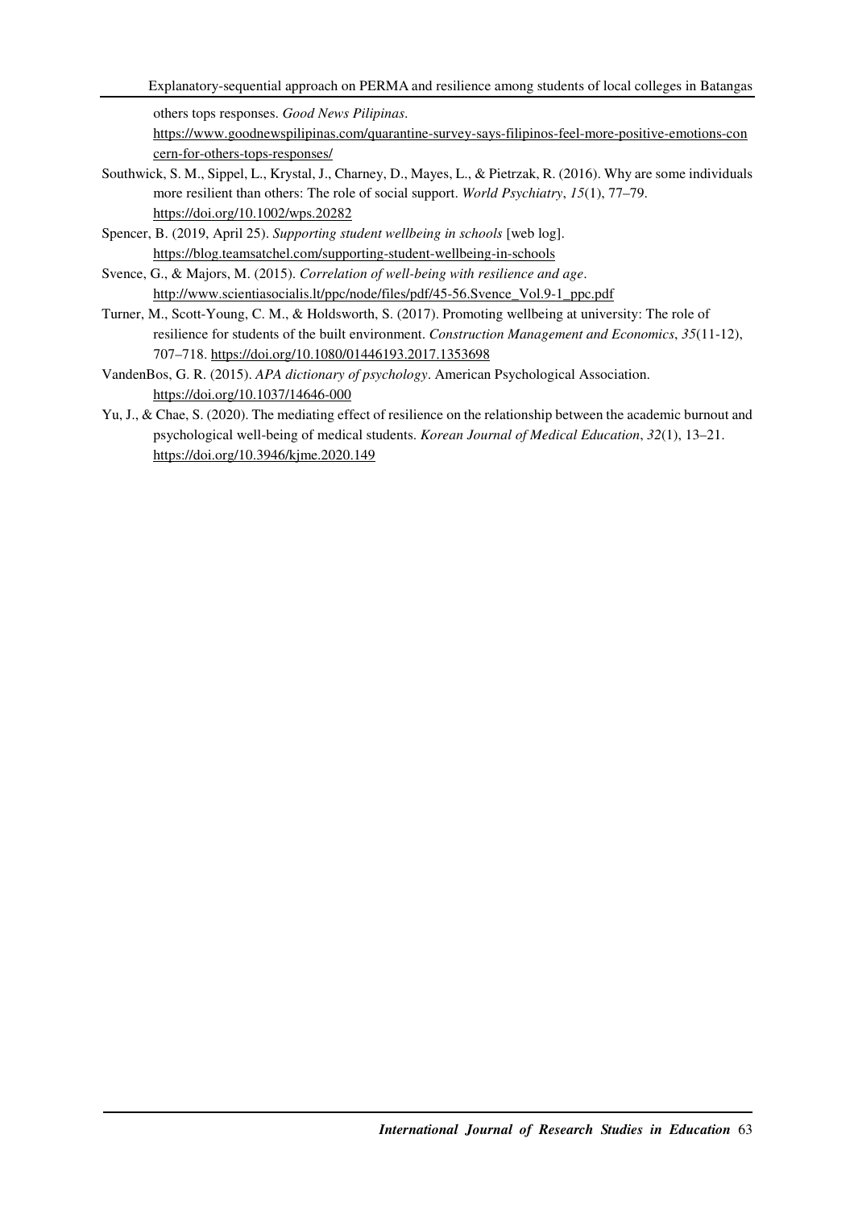others tops responses. *Good News Pilipinas*. https://www.goodnewspilipinas.com/quarantine-survey-says-filipinos-feel-more-positive-emotions-concern-for-others-tops-responses/

Southwick, S. M., Sippel, L., Krystal, J., Charney, D., Mayes, L., & Pietrzak, R. (2016). Why are some individuals more resilient than others: The role of social support. *World Psychiatry*, *15*(1), 77–79. https://doi.org/10.1002/wps.20282

Spencer, B. (2019, April 25). *Supporting student wellbeing in schools* [web log]. https://blog.teamsatchel.com/supporting-student-wellbeing-in-schools

Svence, G., & Majors, M. (2015). *Correlation of well-being with resilience and age*. http://www.scientiasocialis.lt/ppc/node/files/pdf/45-56.Svence_Vol.9-1_ppc.pdf

Turner, M., Scott-Young, C. M., & Holdsworth, S. (2017). Promoting wellbeing at university: The role of resilience for students of the built environment. *Construction Management and Economics*, *35*(11-12), 707–718. https://doi.org/10.1080/01446193.2017.1353698

VandenBos, G. R. (2015). *APA dictionary of psychology*. American Psychological Association. https://doi.org/10.1037/14646-000

Yu, J., & Chae, S. (2020). The mediating effect of resilience on the relationship between the academic burnout and psychological well-being of medical students. *Korean Journal of Medical Education*, *32*(1), 13–21. https://doi.org/10.3946/kjme.2020.149